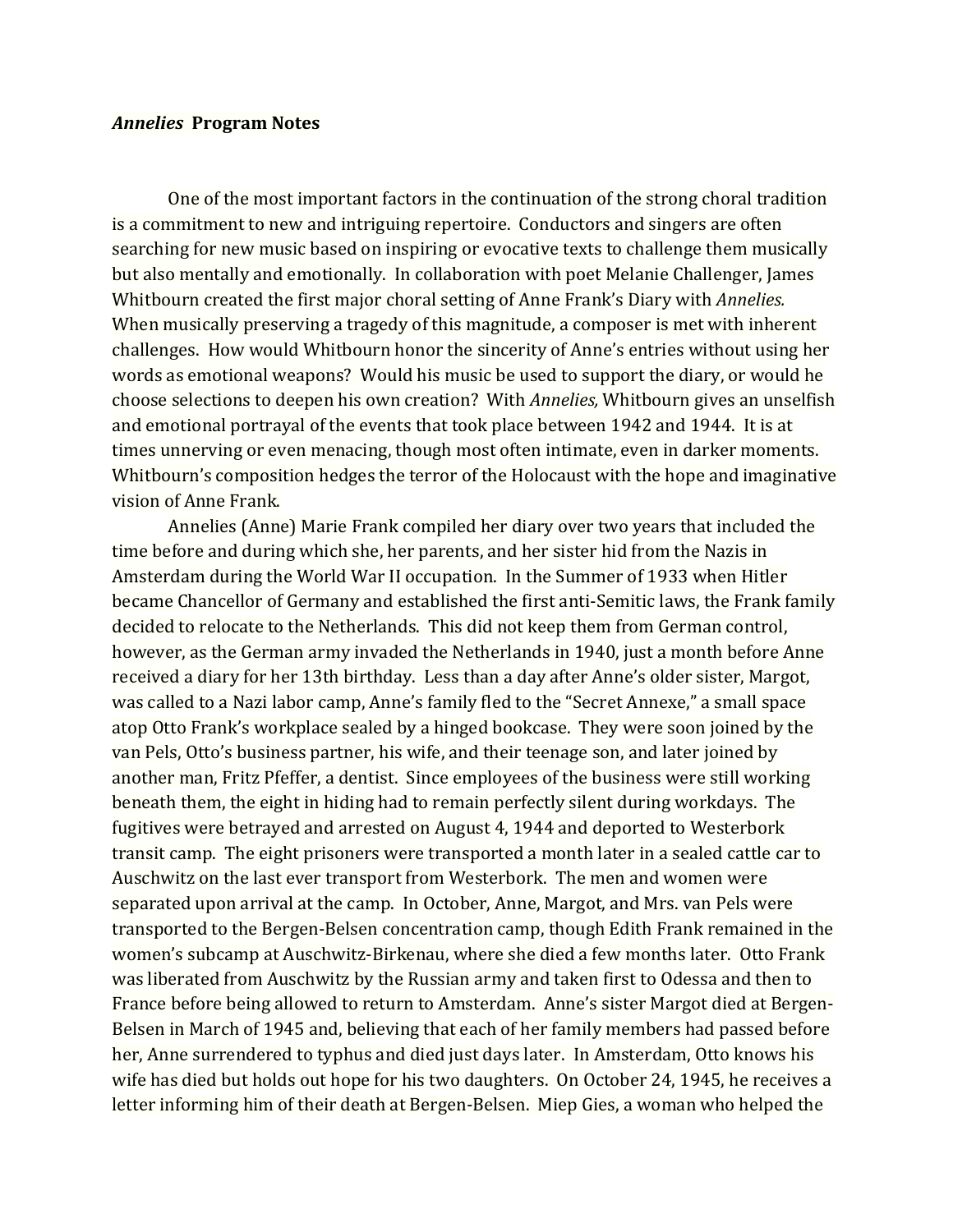***Annelies* Program Notes**

One of the most important factors in the continuation of the strong choral tradition is a commitment to new and intriguing repertoire. Conductors and singers are often searching for new music based on inspiring or evocative texts to challenge them musically but also mentally and emotionally. In collaboration with poet Melanie Challenger, James Whitbourn created the first major choral setting of Anne Frank's Diary with *Annelies.* When musically preserving a tragedy of this magnitude, a composer is met with inherent challenges. How would Whitbourn honor the sincerity of Anne's entries without using her words as emotional weapons? Would his music be used to support the diary, or would he choose selections to deepen his own creation? With *Annelies,* Whitbourn gives an unselfish and emotional portrayal of the events that took place between 1942 and 1944. It is at times unnerving or even menacing, though most often intimate, even in darker moments. Whitbourn's composition hedges the terror of the Holocaust with the hope and imaginative vision of Anne Frank.

Annelies (Anne) Marie Frank compiled her diary over two years that included the time before and during which she, her parents, and her sister hid from the Nazis in Amsterdam during the World War II occupation. In the Summer of 1933 when Hitler became Chancellor of Germany and established the first anti-Semitic laws, the Frank family decided to relocate to the Netherlands. This did not keep them from German control, however, as the German army invaded the Netherlands in 1940, just a month before Anne received a diary for her 13th birthday. Less than a day after Anne's older sister, Margot, was called to a Nazi labor camp, Anne's family fled to the "Secret Annexe," a small space atop Otto Frank's workplace sealed by a hinged bookcase. They were soon joined by the van Pels, Otto's business partner, his wife, and their teenage son, and later joined by another man, Fritz Pfeffer, a dentist. Since employees of the business were still working beneath them, the eight in hiding had to remain perfectly silent during workdays. The fugitives were betrayed and arrested on August 4, 1944 and deported to Westerbork transit camp. The eight prisoners were transported a month later in a sealed cattle car to Auschwitz on the last ever transport from Westerbork. The men and women were separated upon arrival at the camp. In October, Anne, Margot, and Mrs. van Pels were transported to the Bergen-Belsen concentration camp, though Edith Frank remained in the women's subcamp at Auschwitz-Birkenau, where she died a few months later. Otto Frank was liberated from Auschwitz by the Russian army and taken first to Odessa and then to France before being allowed to return to Amsterdam. Anne's sister Margot died at Bergen-Belsen in March of 1945 and, believing that each of her family members had passed before her, Anne surrendered to typhus and died just days later. In Amsterdam, Otto knows his wife has died but holds out hope for his two daughters. On October 24, 1945, he receives a letter informing him of their death at Bergen-Belsen. Miep Gies, a woman who helped the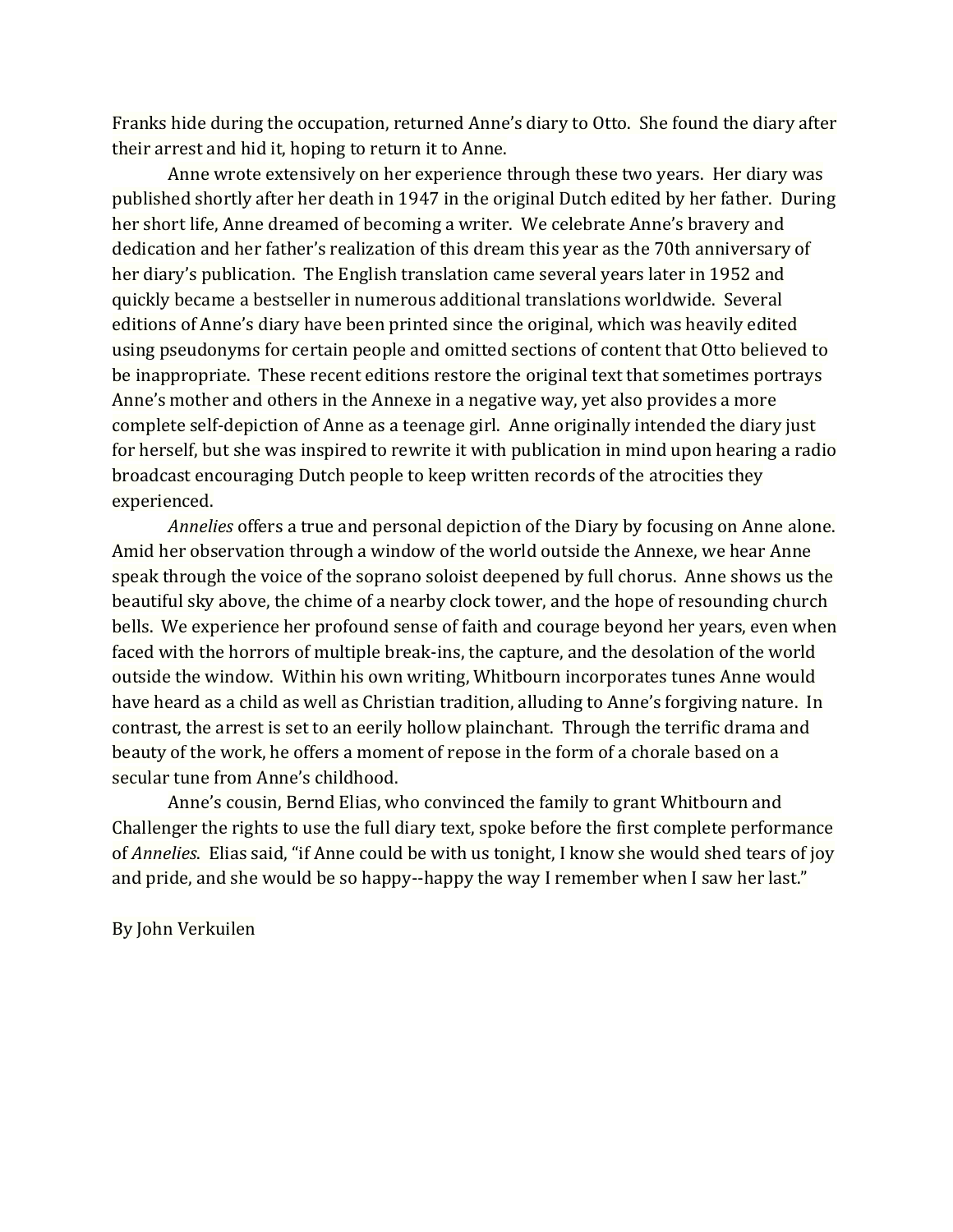Franks hide during the occupation, returned Anne's diary to Otto. She found the diary after their arrest and hid it, hoping to return it to Anne.

Anne wrote extensively on her experience through these two years. Her diary was published shortly after her death in 1947 in the original Dutch edited by her father. During her short life, Anne dreamed of becoming a writer. We celebrate Anne's bravery and dedication and her father's realization of this dream this year as the 70th anniversary of her diary's publication. The English translation came several years later in 1952 and quickly became a bestseller in numerous additional translations worldwide. Several editions of Anne's diary have been printed since the original, which was heavily edited using pseudonyms for certain people and omitted sections of content that Otto believed to be inappropriate. These recent editions restore the original text that sometimes portrays Anne's mother and others in the Annexe in a negative way, yet also provides a more complete self-depiction of Anne as a teenage girl. Anne originally intended the diary just for herself, but she was inspired to rewrite it with publication in mind upon hearing a radio broadcast encouraging Dutch people to keep written records of the atrocities they experienced.

*Annelies* offers a true and personal depiction of the Diary by focusing on Anne alone. Amid her observation through a window of the world outside the Annexe, we hear Anne speak through the voice of the soprano soloist deepened by full chorus. Anne shows us the beautiful sky above, the chime of a nearby clock tower, and the hope of resounding church bells. We experience her profound sense of faith and courage beyond her years, even when faced with the horrors of multiple break-ins, the capture, and the desolation of the world outside the window. Within his own writing, Whitbourn incorporates tunes Anne would have heard as a child as well as Christian tradition, alluding to Anne's forgiving nature. In contrast, the arrest is set to an eerily hollow plainchant. Through the terrific drama and beauty of the work, he offers a moment of repose in the form of a chorale based on a secular tune from Anne's childhood.

Anne's cousin, Bernd Elias, who convinced the family to grant Whitbourn and Challenger the rights to use the full diary text, spoke before the first complete performance of *Annelies*. Elias said, "if Anne could be with us tonight, I know she would shed tears of joy and pride, and she would be so happy--happy the way I remember when I saw her last."

By John Verkuilen